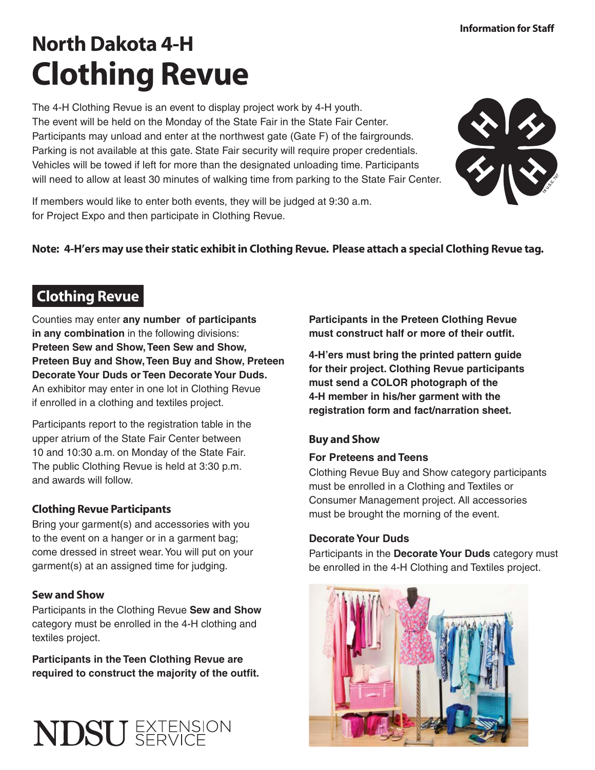Information for Staff

# North Dakota 4-H Clothing Revue

The 4-H Clothing Revue is an event to display project work by 4-H youth. The event will be held on the Monday of the State Fair in the State Fair Center. Participants may unload and enter at the northwest gate (Gate F) of the fairgrounds. Parking is not available at this gate. State Fair security will require proper credentials. Vehicles will be towed if left for more than the designated unloading time. Participants will need to allow at least 30 minutes of walking time from parking to the State Fair Center.

If members would like to enter both events, they will be judged at 9:30 a.m. for Project Expo and then participate in Clothing Revue.

**Note: 4-H'ers may use their static exhibit in Clothing Revue. Please attach a special Clothing Revue tag.**

## Clothing Revue

Counties may enter **any number of participants in any combination** in the following divisions: **Preteen Sew and Show, Teen Sew and Show, Preteen Buy and Show, Teen Buy and Show, Preteen Decorate Your Duds or Teen Decorate Your Duds.** An exhibitor may enter in one lot in Clothing Revue if enrolled in a clothing and textiles project.

Participants report to the registration table in the upper atrium of the State Fair Center between 10 and 10:30 a.m. on Monday of the State Fair. The public Clothing Revue is held at 3:30 p.m. and awards will follow.

### Clothing Revue Participants

Bring your garment(s) and accessories with you to the event on a hanger or in a garment bag; come dressed in street wear. You will put on your garment(s) at an assigned time for judging.

### Sew and Show

Participants in the Clothing Revue **Sew and Show** category must be enrolled in the 4-H clothing and textiles project.

**Participants in the Teen Clothing Revue are required to construct the majority of the outfit.**

**Participants in the Preteen Clothing Revue must construct half or more of their outfit.**

**4-H'ers must bring the printed pattern guide for their project. Clothing Revue participants must send a COLOR photograph of the 4-H member in his/her garment with the registration form and fact/narration sheet.**

### Buy and Show

**For Preteens and Teens**

Clothing Revue Buy and Show category participants must be enrolled in a Clothing and Textiles or Consumer Management project. All accessories must be brought the morning of the event.

### Decorate Your Duds

Participants in the **Decorate Your Duds** category must be enrolled in the 4-H Clothing and Textiles project.

NDSU EXTENSION SERVICE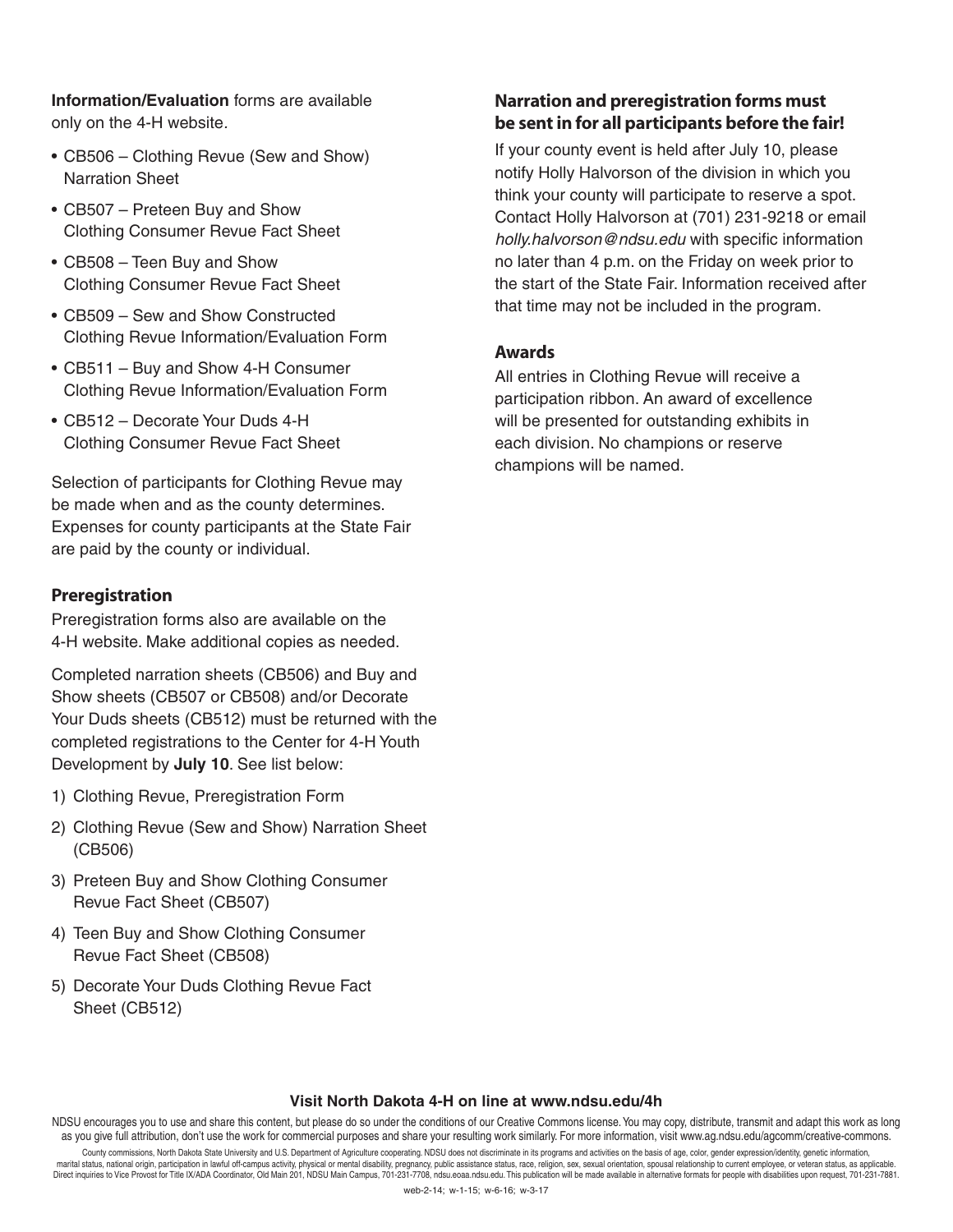**Information/Evaluation** forms are available only on the 4-H website.

- CB506 – Clothing Revue (Sew and Show) Narration Sheet
- CB507 – Preteen Buy and Show Clothing Consumer Revue Fact Sheet
- CB508 – Teen Buy and Show Clothing Consumer Revue Fact Sheet
- CB509 – Sew and Show Constructed Clothing Revue Information/Evaluation Form
- CB511 – Buy and Show 4-H Consumer Clothing Revue Information/Evaluation Form
- CB512 – Decorate Your Duds 4-H Clothing Consumer Revue Fact Sheet

Selection of participants for Clothing Revue may be made when and as the county determines. Expenses for county participants at the State Fair are paid by the county or individual.

## Preregistration

Preregistration forms also are available on the 4-H website. Make additional copies as needed.

Completed narration sheets (CB506) and Buy and Show sheets (CB507 or CB508) and/or Decorate Your Duds sheets (CB512) must be returned with the completed registrations to the Center for 4-H Youth Development by **July 10**. See list below:

1) Clothing Revue, Preregistration Form
2) Clothing Revue (Sew and Show) Narration Sheet (CB506)
3) Preteen Buy and Show Clothing Consumer Revue Fact Sheet (CB507)
4) Teen Buy and Show Clothing Consumer Revue Fact Sheet (CB508)
5) Decorate Your Duds Clothing Revue Fact Sheet (CB512)

## Narration and preregistration forms must be sent in for all participants before the fair!

If your county event is held after July 10, please notify Holly Halvorson of the division in which you think your county will participate to reserve a spot. Contact Holly Halvorson at (701) 231-9218 or email *holly.halvorson@ndsu.edu* with specific information no later than 4 p.m. on the Friday on week prior to the start of the State Fair. Information received after that time may not be included in the program.

## Awards

All entries in Clothing Revue will receive a participation ribbon. An award of excellence will be presented for outstanding exhibits in each division. No champions or reserve champions will be named.

**Visit North Dakota 4-H on line at www.ndsu.edu/4h**

NDSU encourages you to use and share this content, but please do so under the conditions of our Creative Commons license. You may copy, distribute, transmit and adapt this work as long as you give full attribution, don't use the work for commercial purposes and share your resulting work similarly. For more information, visit www.ag.ndsu.edu/agcomm/creative-commons.

County commissions, North Dakota State University and U.S. Department of Agriculture cooperating. NDSU does not discriminate in its programs and activities on the basis of age, color, gender expression/identity, genetic information, marital status, national origin, participation in lawful off-campus activity, physical or mental disability, pregnancy, public assistance status, race, religion, sex, sexual orientation, spousal relationship to current employee, or veteran status, as applicable. Direct inquiries to Vice Provost for Title IX/ADA Coordinator, Old Main 201, NDSU Main Campus, 701-231-7708, ndsu.eoaa.ndsu.edu. This publication will be made available in alternative formats for people with disabilities upon request, 701-231-7881.

web-2-14; w-1-15; w-6-16; w-3-17